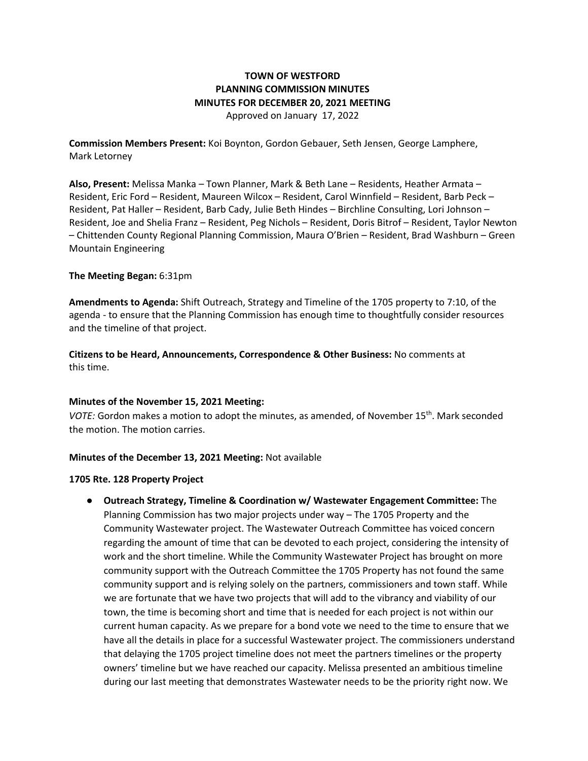**TOWN OF WESTFORD**
**PLANNING COMMISSION MINUTES**
**MINUTES FOR DECEMBER 20, 2021 MEETING**
Approved on January 17, 2022

**Commission Members Present:** Koi Boynton, Gordon Gebauer, Seth Jensen, George Lamphere, Mark Letorney

**Also, Present:** Melissa Manka – Town Planner, Mark & Beth Lane – Residents, Heather Armata – Resident, Eric Ford – Resident, Maureen Wilcox – Resident, Carol Winnfield – Resident, Barb Peck – Resident, Pat Haller – Resident, Barb Cady, Julie Beth Hindes – Birchline Consulting, Lori Johnson – Resident, Joe and Shelia Franz – Resident, Peg Nichols – Resident, Doris Bitrof – Resident, Taylor Newton – Chittenden County Regional Planning Commission, Maura O'Brien – Resident, Brad Washburn – Green Mountain Engineering

**The Meeting Began:** 6:31pm

**Amendments to Agenda:** Shift Outreach, Strategy and Timeline of the 1705 property to 7:10, of the agenda - to ensure that the Planning Commission has enough time to thoughtfully consider resources and the timeline of that project.

**Citizens to be Heard, Announcements, Correspondence & Other Business:** No comments at this time.

**Minutes of the November 15, 2021 Meeting:**

*VOTE:* Gordon makes a motion to adopt the minutes, as amended, of November 15th. Mark seconded the motion. The motion carries.

**Minutes of the December 13, 2021 Meeting:** Not available

**1705 Rte. 128 Property Project**

- **Outreach Strategy, Timeline & Coordination w/ Wastewater Engagement Committee:** The Planning Commission has two major projects under way – The 1705 Property and the Community Wastewater project. The Wastewater Outreach Committee has voiced concern regarding the amount of time that can be devoted to each project, considering the intensity of work and the short timeline. While the Community Wastewater Project has brought on more community support with the Outreach Committee the 1705 Property has not found the same community support and is relying solely on the partners, commissioners and town staff. While we are fortunate that we have two projects that will add to the vibrancy and viability of our town, the time is becoming short and time that is needed for each project is not within our current human capacity. As we prepare for a bond vote we need to the time to ensure that we have all the details in place for a successful Wastewater project. The commissioners understand that delaying the 1705 project timeline does not meet the partners timelines or the property owners' timeline but we have reached our capacity. Melissa presented an ambitious timeline during our last meeting that demonstrates Wastewater needs to be the priority right now. We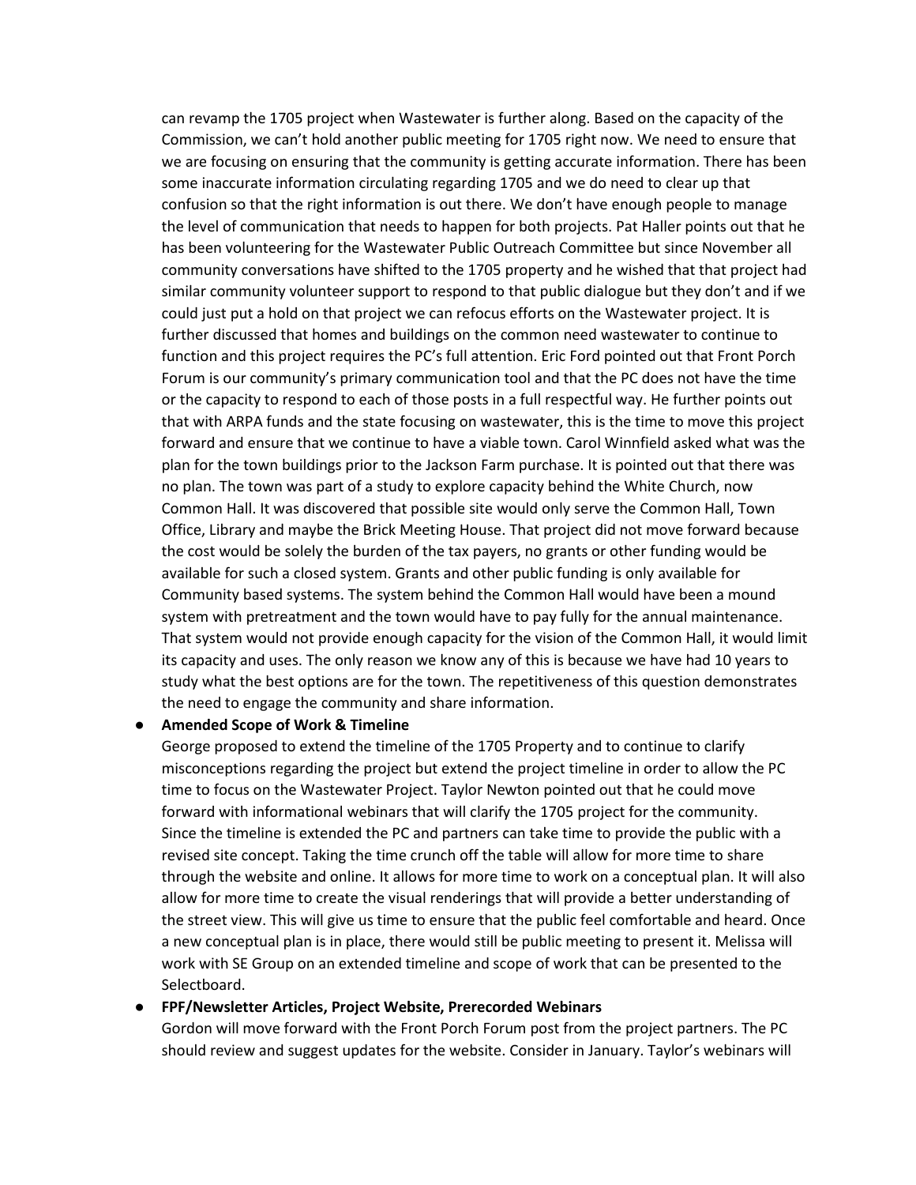can revamp the 1705 project when Wastewater is further along. Based on the capacity of the Commission, we can't hold another public meeting for 1705 right now. We need to ensure that we are focusing on ensuring that the community is getting accurate information. There has been some inaccurate information circulating regarding 1705 and we do need to clear up that confusion so that the right information is out there. We don't have enough people to manage the level of communication that needs to happen for both projects. Pat Haller points out that he has been volunteering for the Wastewater Public Outreach Committee but since November all community conversations have shifted to the 1705 property and he wished that that project had similar community volunteer support to respond to that public dialogue but they don't and if we could just put a hold on that project we can refocus efforts on the Wastewater project. It is further discussed that homes and buildings on the common need wastewater to continue to function and this project requires the PC's full attention. Eric Ford pointed out that Front Porch Forum is our community's primary communication tool and that the PC does not have the time or the capacity to respond to each of those posts in a full respectful way. He further points out that with ARPA funds and the state focusing on wastewater, this is the time to move this project forward and ensure that we continue to have a viable town. Carol Winnfield asked what was the plan for the town buildings prior to the Jackson Farm purchase. It is pointed out that there was no plan. The town was part of a study to explore capacity behind the White Church, now Common Hall. It was discovered that possible site would only serve the Common Hall, Town Office, Library and maybe the Brick Meeting House. That project did not move forward because the cost would be solely the burden of the tax payers, no grants or other funding would be available for such a closed system. Grants and other public funding is only available for Community based systems. The system behind the Common Hall would have been a mound system with pretreatment and the town would have to pay fully for the annual maintenance. That system would not provide enough capacity for the vision of the Common Hall, it would limit its capacity and uses. The only reason we know any of this is because we have had 10 years to study what the best options are for the town. The repetitiveness of this question demonstrates the need to engage the community and share information.

- **Amended Scope of Work & Timeline**
  George proposed to extend the timeline of the 1705 Property and to continue to clarify misconceptions regarding the project but extend the project timeline in order to allow the PC time to focus on the Wastewater Project. Taylor Newton pointed out that he could move forward with informational webinars that will clarify the 1705 project for the community. Since the timeline is extended the PC and partners can take time to provide the public with a revised site concept. Taking the time crunch off the table will allow for more time to share through the website and online. It allows for more time to work on a conceptual plan. It will also allow for more time to create the visual renderings that will provide a better understanding of the street view. This will give us time to ensure that the public feel comfortable and heard. Once a new conceptual plan is in place, there would still be public meeting to present it. Melissa will work with SE Group on an extended timeline and scope of work that can be presented to the Selectboard.

- **FPF/Newsletter Articles, Project Website, Prerecorded Webinars**
  Gordon will move forward with the Front Porch Forum post from the project partners. The PC should review and suggest updates for the website. Consider in January. Taylor's webinars will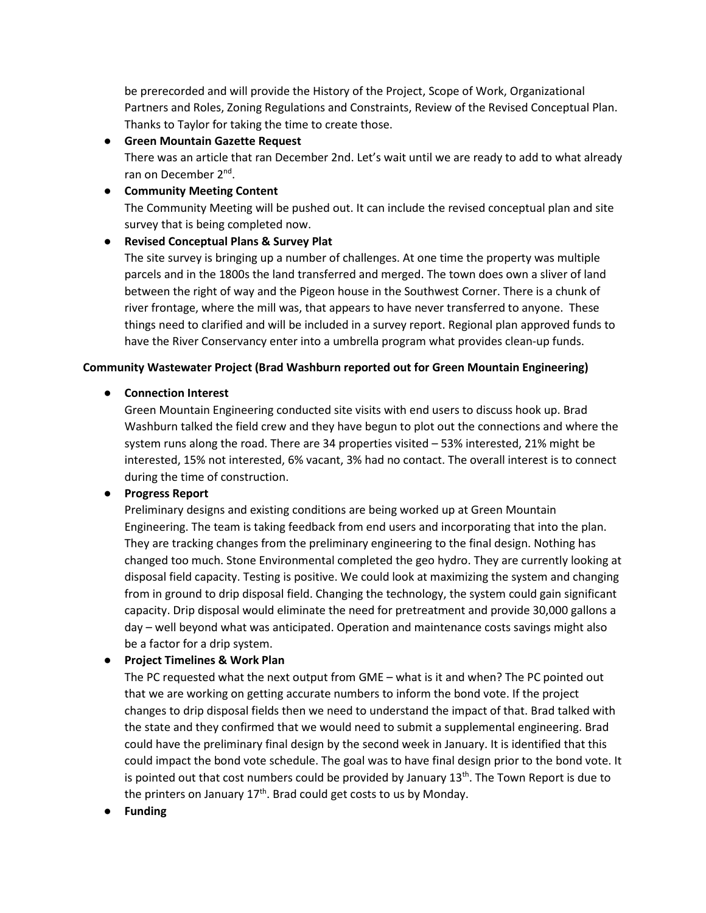be prerecorded and will provide the History of the Project, Scope of Work, Organizational Partners and Roles, Zoning Regulations and Constraints, Review of the Revised Conceptual Plan. Thanks to Taylor for taking the time to create those.

- **Green Mountain Gazette Request**
  There was an article that ran December 2nd. Let's wait until we are ready to add to what already ran on December 2nd.
- **Community Meeting Content**
  The Community Meeting will be pushed out. It can include the revised conceptual plan and site survey that is being completed now.
- **Revised Conceptual Plans & Survey Plat**
  The site survey is bringing up a number of challenges. At one time the property was multiple parcels and in the 1800s the land transferred and merged. The town does own a sliver of land between the right of way and the Pigeon house in the Southwest Corner. There is a chunk of river frontage, where the mill was, that appears to have never transferred to anyone. These things need to clarified and will be included in a survey report. Regional plan approved funds to have the River Conservancy enter into a umbrella program what provides clean-up funds.

**Community Wastewater Project (Brad Washburn reported out for Green Mountain Engineering)**

- **Connection Interest**
  Green Mountain Engineering conducted site visits with end users to discuss hook up. Brad Washburn talked the field crew and they have begun to plot out the connections and where the system runs along the road. There are 34 properties visited – 53% interested, 21% might be interested, 15% not interested, 6% vacant, 3% had no contact. The overall interest is to connect during the time of construction.
- **Progress Report**
  Preliminary designs and existing conditions are being worked up at Green Mountain Engineering. The team is taking feedback from end users and incorporating that into the plan. They are tracking changes from the preliminary engineering to the final design. Nothing has changed too much. Stone Environmental completed the geo hydro. They are currently looking at disposal field capacity. Testing is positive. We could look at maximizing the system and changing from in ground to drip disposal field. Changing the technology, the system could gain significant capacity. Drip disposal would eliminate the need for pretreatment and provide 30,000 gallons a day – well beyond what was anticipated. Operation and maintenance costs savings might also be a factor for a drip system.
- **Project Timelines & Work Plan**
  The PC requested what the next output from GME – what is it and when? The PC pointed out that we are working on getting accurate numbers to inform the bond vote. If the project changes to drip disposal fields then we need to understand the impact of that. Brad talked with the state and they confirmed that we would need to submit a supplemental engineering. Brad could have the preliminary final design by the second week in January. It is identified that this could impact the bond vote schedule. The goal was to have final design prior to the bond vote. It is pointed out that cost numbers could be provided by January 13th. The Town Report is due to the printers on January 17th. Brad could get costs to us by Monday.
- **Funding**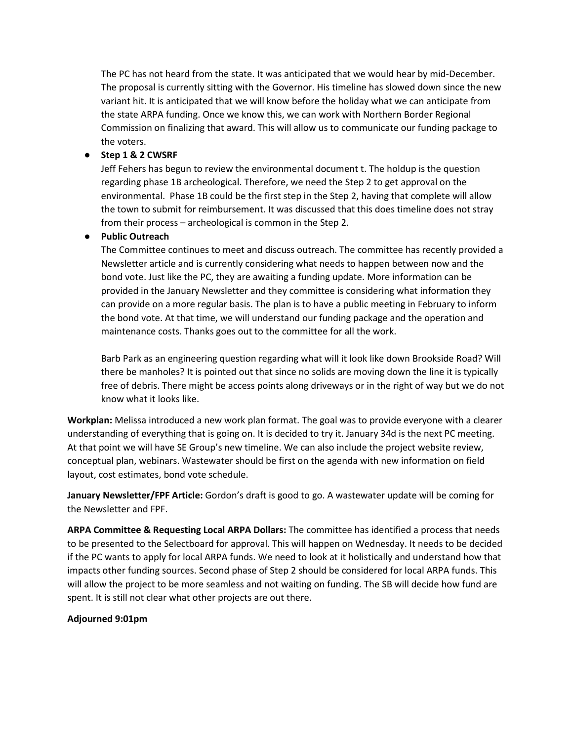The PC has not heard from the state. It was anticipated that we would hear by mid-December. The proposal is currently sitting with the Governor. His timeline has slowed down since the new variant hit. It is anticipated that we will know before the holiday what we can anticipate from the state ARPA funding. Once we know this, we can work with Northern Border Regional Commission on finalizing that award. This will allow us to communicate our funding package to the voters.

- **Step 1 & 2 CWSRF**
  Jeff Fehers has begun to review the environmental document t. The holdup is the question regarding phase 1B archeological. Therefore, we need the Step 2 to get approval on the environmental. Phase 1B could be the first step in the Step 2, having that complete will allow the town to submit for reimbursement. It was discussed that this does timeline does not stray from their process – archeological is common in the Step 2.
- **Public Outreach**
  The Committee continues to meet and discuss outreach. The committee has recently provided a Newsletter article and is currently considering what needs to happen between now and the bond vote. Just like the PC, they are awaiting a funding update. More information can be provided in the January Newsletter and they committee is considering what information they can provide on a more regular basis. The plan is to have a public meeting in February to inform the bond vote. At that time, we will understand our funding package and the operation and maintenance costs. Thanks goes out to the committee for all the work.

  Barb Park as an engineering question regarding what will it look like down Brookside Road? Will there be manholes? It is pointed out that since no solids are moving down the line it is typically free of debris. There might be access points along driveways or in the right of way but we do not know what it looks like.

**Workplan:** Melissa introduced a new work plan format. The goal was to provide everyone with a clearer understanding of everything that is going on. It is decided to try it. January 34d is the next PC meeting. At that point we will have SE Group's new timeline. We can also include the project website review, conceptual plan, webinars. Wastewater should be first on the agenda with new information on field layout, cost estimates, bond vote schedule.

**January Newsletter/FPF Article:** Gordon's draft is good to go. A wastewater update will be coming for the Newsletter and FPF.

**ARPA Committee & Requesting Local ARPA Dollars:** The committee has identified a process that needs to be presented to the Selectboard for approval. This will happen on Wednesday. It needs to be decided if the PC wants to apply for local ARPA funds. We need to look at it holistically and understand how that impacts other funding sources. Second phase of Step 2 should be considered for local ARPA funds. This will allow the project to be more seamless and not waiting on funding. The SB will decide how fund are spent. It is still not clear what other projects are out there.

**Adjourned 9:01pm**